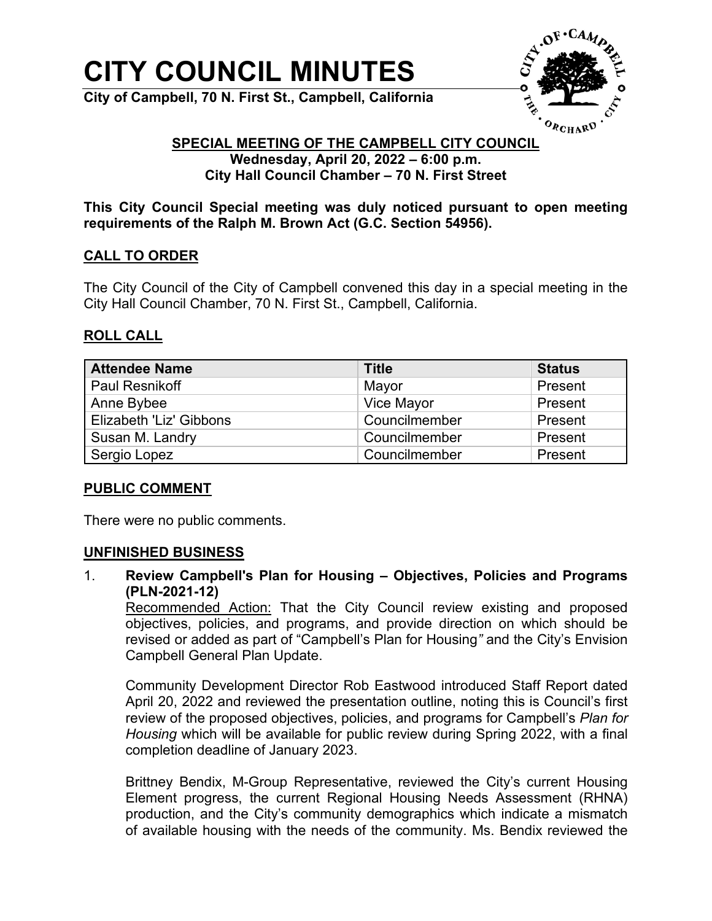# CITY COUNCIL MINUTES

**City of Campbell, 70 N. First St., Campbell, California**

**SPECIAL MEETING OF THE CAMPBELL CITY COUNCIL**
**Wednesday, April 20, 2022 – 6:00 p.m.**
**City Hall Council Chamber – 70 N. First Street**

**This City Council Special meeting was duly noticed pursuant to open meeting requirements of the Ralph M. Brown Act (G.C. Section 54956).**

## CALL TO ORDER

The City Council of the City of Campbell convened this day in a special meeting in the City Hall Council Chamber, 70 N. First St., Campbell, California.

## ROLL CALL

| Attendee Name | Title | Status |
|---|---|---|
| Paul Resnikoff | Mayor | Present |
| Anne Bybee | Vice Mayor | Present |
| Elizabeth 'Liz' Gibbons | Councilmember | Present |
| Susan M. Landry | Councilmember | Present |
| Sergio Lopez | Councilmember | Present |

## PUBLIC COMMENT

There were no public comments.

## UNFINISHED BUSINESS

1. **Review Campbell's Plan for Housing – Objectives, Policies and Programs (PLN-2021-12)**
   Recommended Action: That the City Council review existing and proposed objectives, policies, and programs, and provide direction on which should be revised or added as part of "Campbell's Plan for Housing*"* and the City's Envision Campbell General Plan Update.

   Community Development Director Rob Eastwood introduced Staff Report dated April 20, 2022 and reviewed the presentation outline, noting this is Council's first review of the proposed objectives, policies, and programs for Campbell's *Plan for Housing* which will be available for public review during Spring 2022, with a final completion deadline of January 2023.

   Brittney Bendix, M-Group Representative, reviewed the City's current Housing Element progress, the current Regional Housing Needs Assessment (RHNA) production, and the City's community demographics which indicate a mismatch of available housing with the needs of the community. Ms. Bendix reviewed the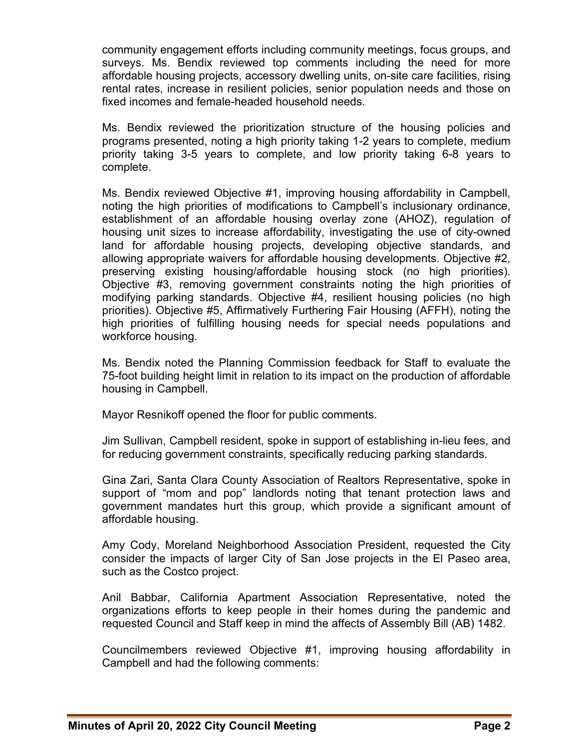community engagement efforts including community meetings, focus groups, and surveys. Ms. Bendix reviewed top comments including the need for more affordable housing projects, accessory dwelling units, on-site care facilities, rising rental rates, increase in resilient policies, senior population needs and those on fixed incomes and female-headed household needs.

Ms. Bendix reviewed the prioritization structure of the housing policies and programs presented, noting a high priority taking 1-2 years to complete, medium priority taking 3-5 years to complete, and low priority taking 6-8 years to complete.

Ms. Bendix reviewed Objective #1, improving housing affordability in Campbell, noting the high priorities of modifications to Campbell's inclusionary ordinance, establishment of an affordable housing overlay zone (AHOZ), regulation of housing unit sizes to increase affordability, investigating the use of city-owned land for affordable housing projects, developing objective standards, and allowing appropriate waivers for affordable housing developments. Objective #2, preserving existing housing/affordable housing stock (no high priorities). Objective #3, removing government constraints noting the high priorities of modifying parking standards. Objective #4, resilient housing policies (no high priorities). Objective #5, Affirmatively Furthering Fair Housing (AFFH), noting the high priorities of fulfilling housing needs for special needs populations and workforce housing.

Ms. Bendix noted the Planning Commission feedback for Staff to evaluate the 75-foot building height limit in relation to its impact on the production of affordable housing in Campbell.

Mayor Resnikoff opened the floor for public comments.

Jim Sullivan, Campbell resident, spoke in support of establishing in-lieu fees, and for reducing government constraints, specifically reducing parking standards.

Gina Zari, Santa Clara County Association of Realtors Representative, spoke in support of "mom and pop" landlords noting that tenant protection laws and government mandates hurt this group, which provide a significant amount of affordable housing.

Amy Cody, Moreland Neighborhood Association President, requested the City consider the impacts of larger City of San Jose projects in the El Paseo area, such as the Costco project.

Anil Babbar, California Apartment Association Representative, noted the organizations efforts to keep people in their homes during the pandemic and requested Council and Staff keep in mind the affects of Assembly Bill (AB) 1482.

Councilmembers reviewed Objective #1, improving housing affordability in Campbell and had the following comments: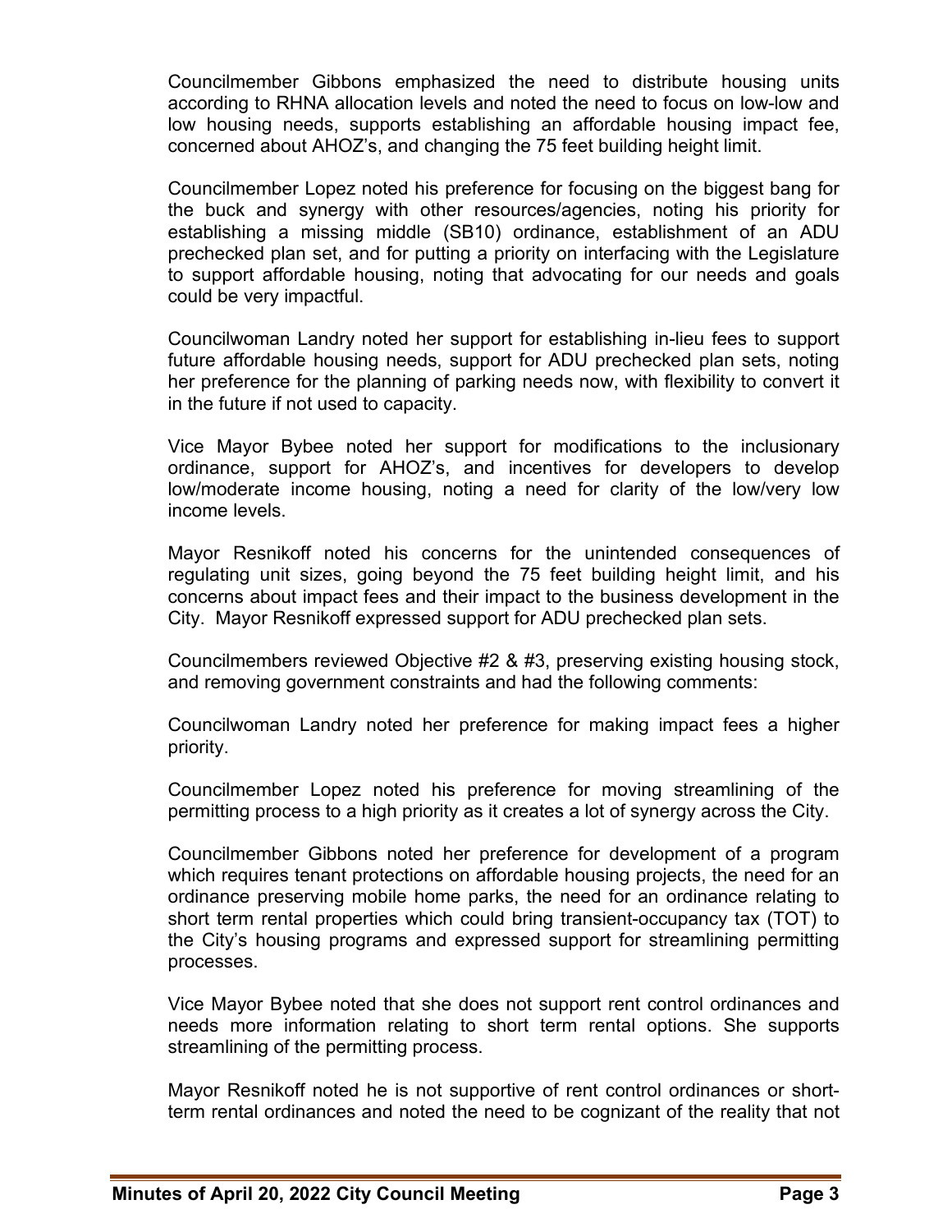Councilmember Gibbons emphasized the need to distribute housing units according to RHNA allocation levels and noted the need to focus on low-low and low housing needs, supports establishing an affordable housing impact fee, concerned about AHOZ's, and changing the 75 feet building height limit.

Councilmember Lopez noted his preference for focusing on the biggest bang for the buck and synergy with other resources/agencies, noting his priority for establishing a missing middle (SB10) ordinance, establishment of an ADU prechecked plan set, and for putting a priority on interfacing with the Legislature to support affordable housing, noting that advocating for our needs and goals could be very impactful.

Councilwoman Landry noted her support for establishing in-lieu fees to support future affordable housing needs, support for ADU prechecked plan sets, noting her preference for the planning of parking needs now, with flexibility to convert it in the future if not used to capacity.

Vice Mayor Bybee noted her support for modifications to the inclusionary ordinance, support for AHOZ's, and incentives for developers to develop low/moderate income housing, noting a need for clarity of the low/very low income levels.

Mayor Resnikoff noted his concerns for the unintended consequences of regulating unit sizes, going beyond the 75 feet building height limit, and his concerns about impact fees and their impact to the business development in the City. Mayor Resnikoff expressed support for ADU prechecked plan sets.

Councilmembers reviewed Objective #2 & #3, preserving existing housing stock, and removing government constraints and had the following comments:

Councilwoman Landry noted her preference for making impact fees a higher priority.

Councilmember Lopez noted his preference for moving streamlining of the permitting process to a high priority as it creates a lot of synergy across the City.

Councilmember Gibbons noted her preference for development of a program which requires tenant protections on affordable housing projects, the need for an ordinance preserving mobile home parks, the need for an ordinance relating to short term rental properties which could bring transient-occupancy tax (TOT) to the City's housing programs and expressed support for streamlining permitting processes.

Vice Mayor Bybee noted that she does not support rent control ordinances and needs more information relating to short term rental options. She supports streamlining of the permitting process.

Mayor Resnikoff noted he is not supportive of rent control ordinances or short-term rental ordinances and noted the need to be cognizant of the reality that not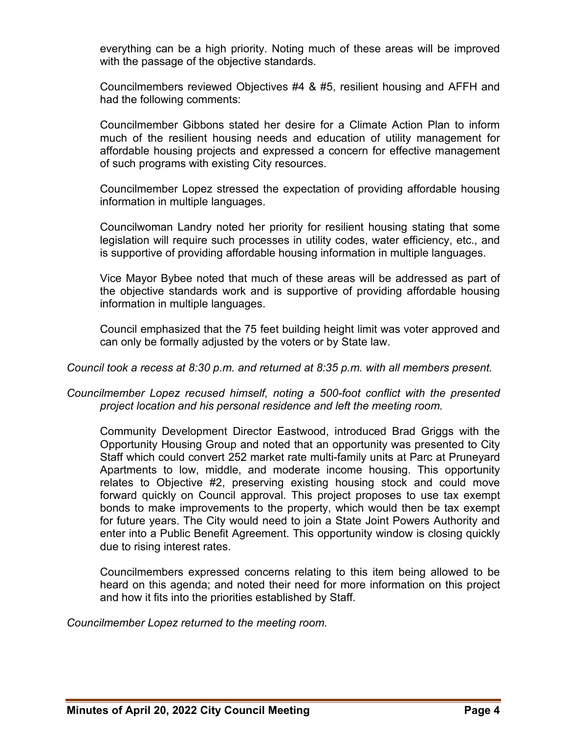everything can be a high priority. Noting much of these areas will be improved with the passage of the objective standards.

Councilmembers reviewed Objectives #4 & #5, resilient housing and AFFH and had the following comments:

Councilmember Gibbons stated her desire for a Climate Action Plan to inform much of the resilient housing needs and education of utility management for affordable housing projects and expressed a concern for effective management of such programs with existing City resources.

Councilmember Lopez stressed the expectation of providing affordable housing information in multiple languages.

Councilwoman Landry noted her priority for resilient housing stating that some legislation will require such processes in utility codes, water efficiency, etc., and is supportive of providing affordable housing information in multiple languages.

Vice Mayor Bybee noted that much of these areas will be addressed as part of the objective standards work and is supportive of providing affordable housing information in multiple languages.

Council emphasized that the 75 feet building height limit was voter approved and can only be formally adjusted by the voters or by State law.

*Council took a recess at 8:30 p.m. and returned at 8:35 p.m. with all members present.*

*Councilmember Lopez recused himself, noting a 500-foot conflict with the presented project location and his personal residence and left the meeting room.*

Community Development Director Eastwood, introduced Brad Griggs with the Opportunity Housing Group and noted that an opportunity was presented to City Staff which could convert 252 market rate multi-family units at Parc at Pruneyard Apartments to low, middle, and moderate income housing. This opportunity relates to Objective #2, preserving existing housing stock and could move forward quickly on Council approval. This project proposes to use tax exempt bonds to make improvements to the property, which would then be tax exempt for future years. The City would need to join a State Joint Powers Authority and enter into a Public Benefit Agreement. This opportunity window is closing quickly due to rising interest rates.

Councilmembers expressed concerns relating to this item being allowed to be heard on this agenda; and noted their need for more information on this project and how it fits into the priorities established by Staff.

*Councilmember Lopez returned to the meeting room.*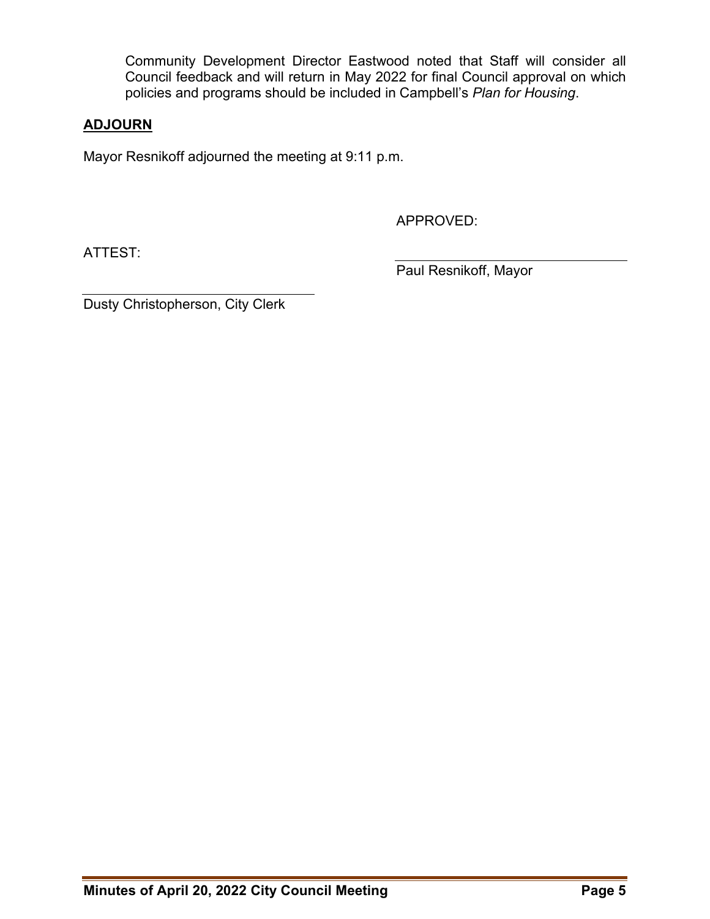Community Development Director Eastwood noted that Staff will consider all Council feedback and will return in May 2022 for final Council approval on which policies and programs should be included in Campbell's *Plan for Housing*.

## ADJOURN

Mayor Resnikoff adjourned the meeting at 9:11 p.m.

APPROVED:

ATTEST:

Paul Resnikoff, Mayor

Dusty Christopherson, City Clerk